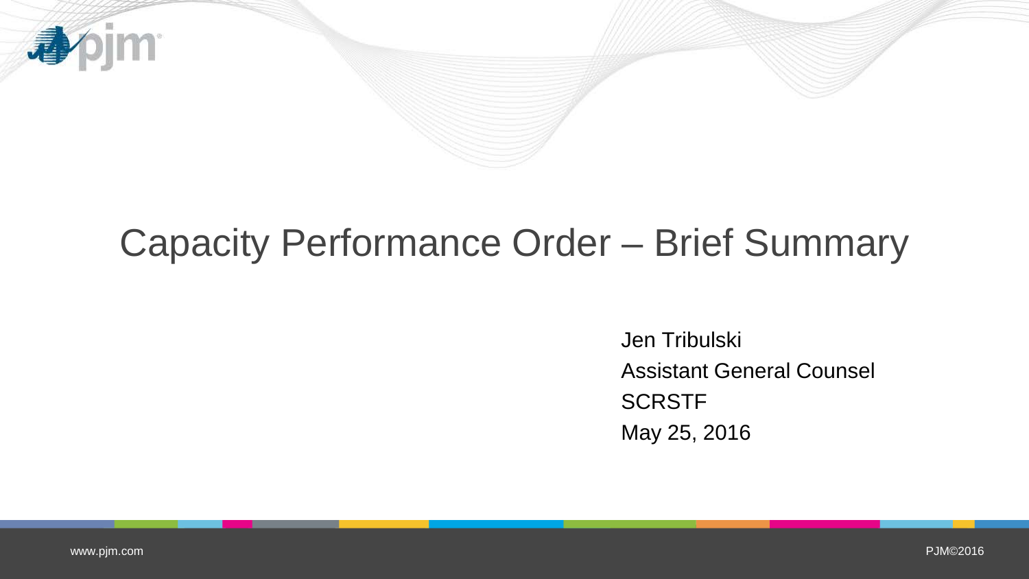# Capacity Performance Order – Brief Summary

Jen Tribulski
Assistant General Counsel
SCRSTF
May 25, 2016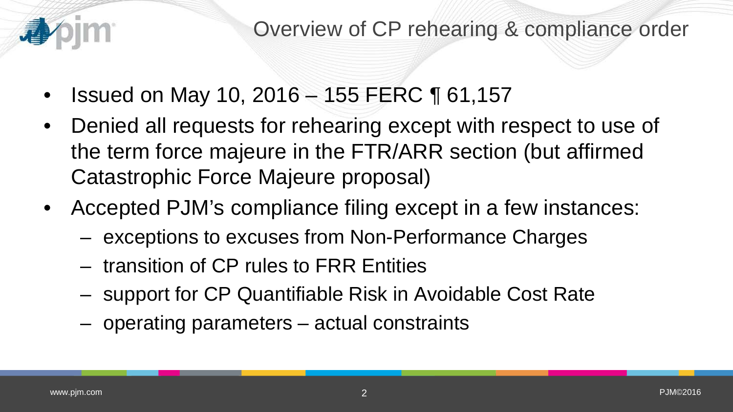## Overview of CP rehearing & compliance order

- Issued on May 10, 2016 – 155 FERC ¶ 61,157
- Denied all requests for rehearing except with respect to use of the term force majeure in the FTR/ARR section (but affirmed Catastrophic Force Majeure proposal)
- Accepted PJM's compliance filing except in a few instances:
  - exceptions to excuses from Non-Performance Charges
  - transition of CP rules to FRR Entities
  - support for CP Quantifiable Risk in Avoidable Cost Rate
  - operating parameters – actual constraints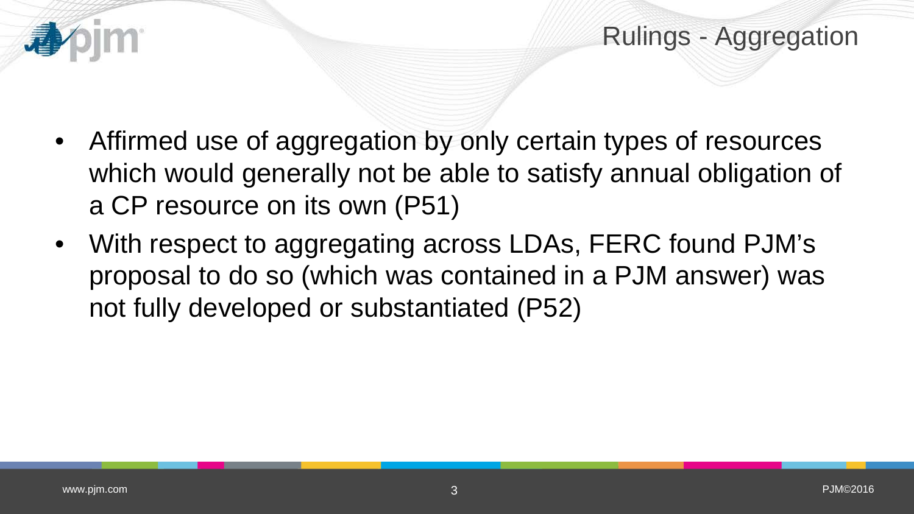# Rulings - Aggregation

- Affirmed use of aggregation by only certain types of resources which would generally not be able to satisfy annual obligation of a CP resource on its own (P51)
- With respect to aggregating across LDAs, FERC found PJM's proposal to do so (which was contained in a PJM answer) was not fully developed or substantiated (P52)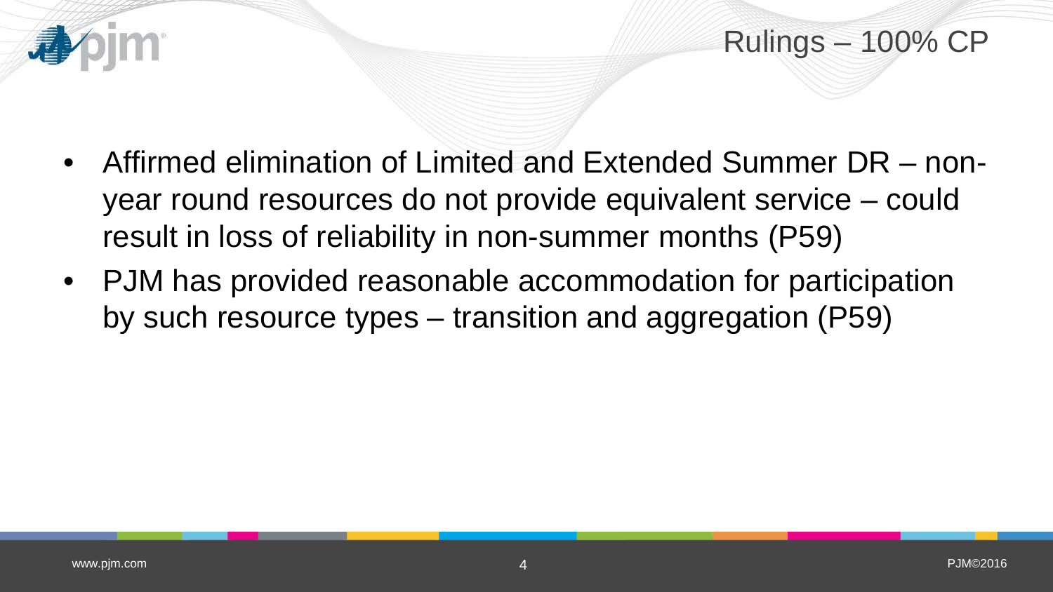# Rulings – 100% CP

- Affirmed elimination of Limited and Extended Summer DR – non-year round resources do not provide equivalent service – could result in loss of reliability in non-summer months (P59)
- PJM has provided reasonable accommodation for participation by such resource types – transition and aggregation (P59)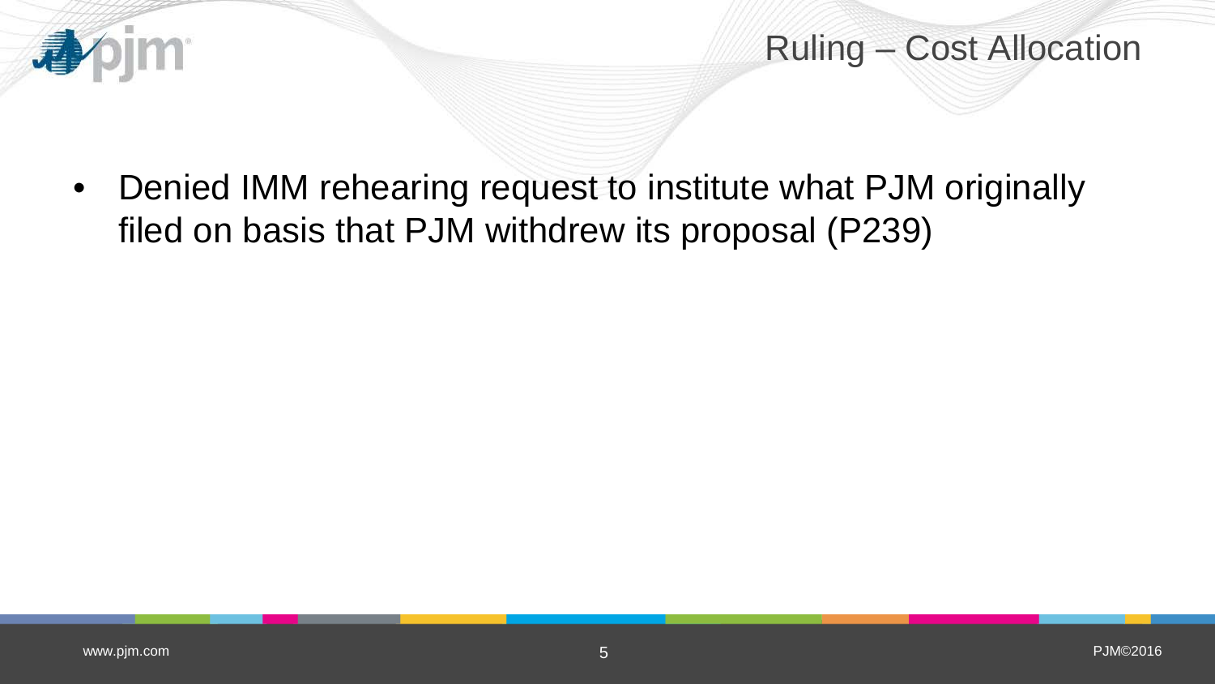# Ruling – Cost Allocation

- Denied IMM rehearing request to institute what PJM originally filed on basis that PJM withdrew its proposal (P239)